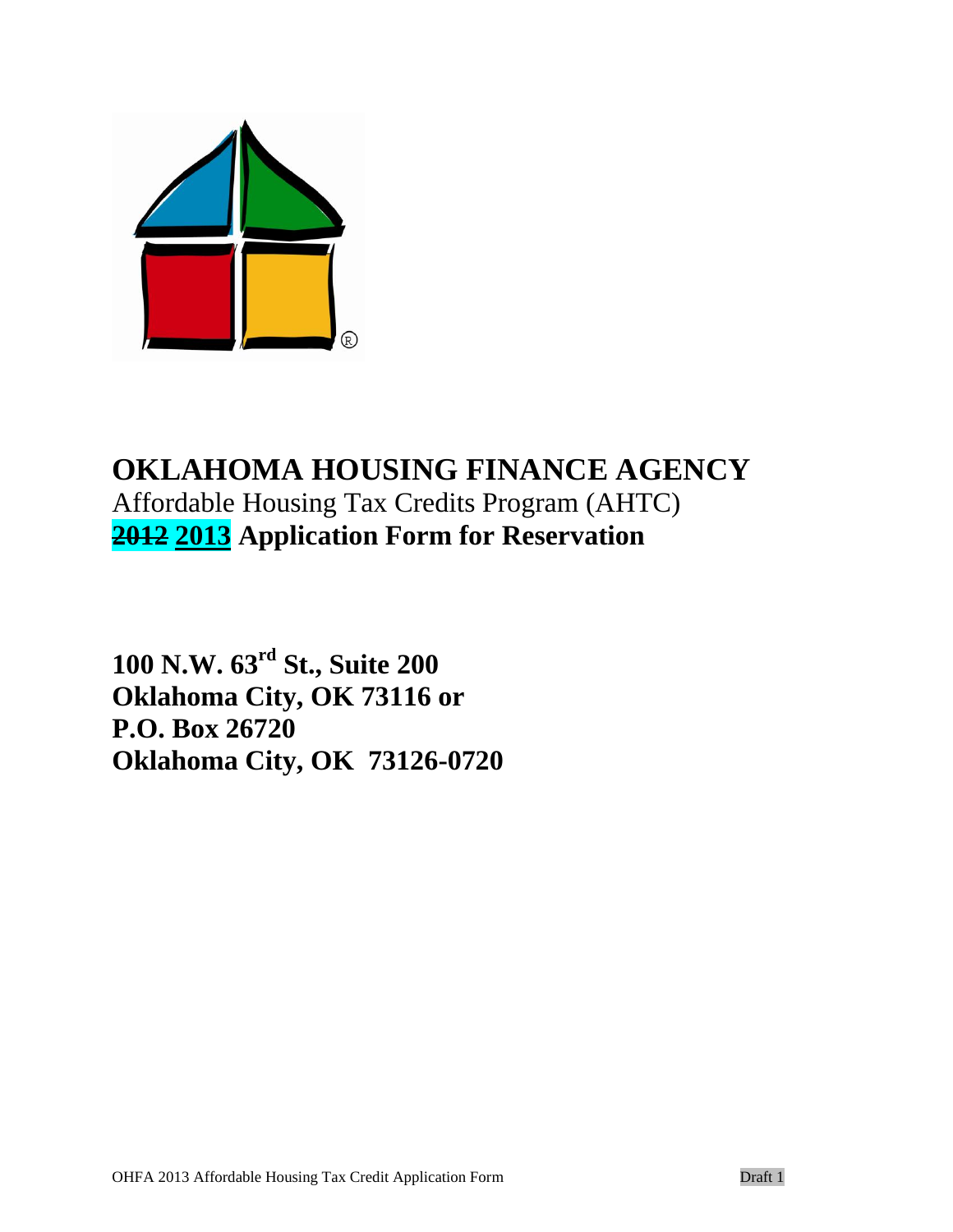# OKLAHOMA HOUSING FINANCE AGENCY

Affordable Housing Tax Credits Program (AHTC)

**~~2012~~ 2013 Application Form for Reservation**

**100 N.W. 63rd St., Suite 200**
**Oklahoma City, OK 73116 or**
**P.O. Box 26720**
**Oklahoma City, OK 73126-0720**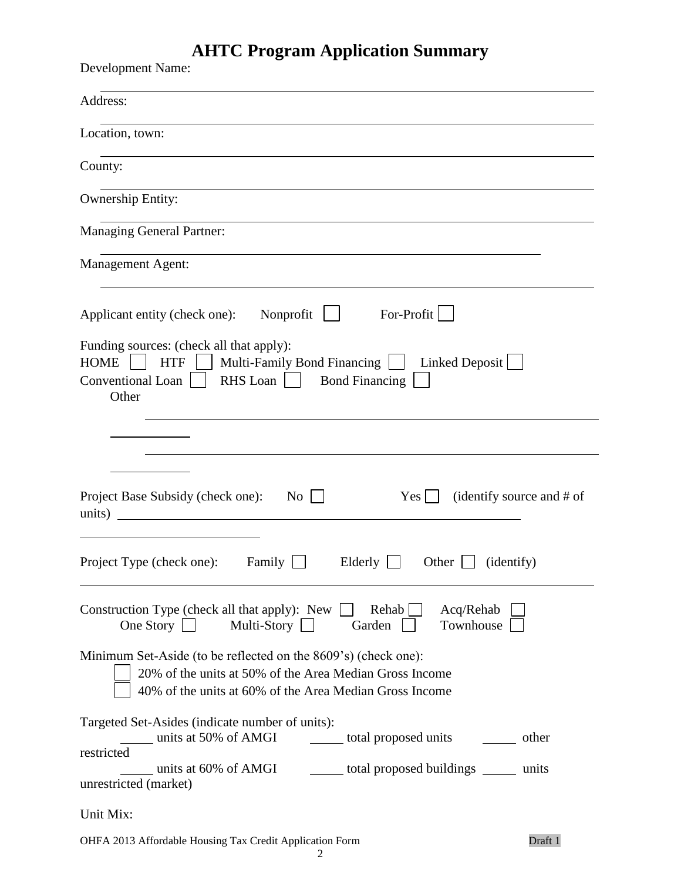# AHTC Program Application Summary

Development Name: ______________________________

Address: ______________________________

Location, town: ______________________________

County: ______________________________

Ownership Entity: ______________________________

Managing General Partner: ______________________________

Management Agent: ______________________________

Applicant entity (check one): Nonprofit ☐ For-Profit ☐

Funding sources: (check all that apply):
HOME ☐ HTF ☐ Multi-Family Bond Financing ☐ Linked Deposit ☐
Conventional Loan ☐ RHS Loan ☐ Bond Financing ☐
Other ______________________________

______________________________

Project Base Subsidy (check one): No ☐ Yes ☐ (identify source and # of units) ______________________________

Project Type (check one): Family ☐ Elderly ☐ Other ☐ (identify) ______________________________

Construction Type (check all that apply): New ☐ Rehab ☐ Acq/Rehab ☐
One Story ☐ Multi-Story ☐ Garden ☐ Townhouse ☐

Minimum Set-Aside (to be reflected on the 8609's) (check one):
- ☐ 20% of the units at 50% of the Area Median Gross Income
- ☐ 40% of the units at 60% of the Area Median Gross Income

Targeted Set-Asides (indicate number of units):
_____ units at 50% of AMGI _____ total proposed units _____ other restricted
_____ units at 60% of AMGI _____ total proposed buildings _____ units unrestricted (market)

Unit Mix: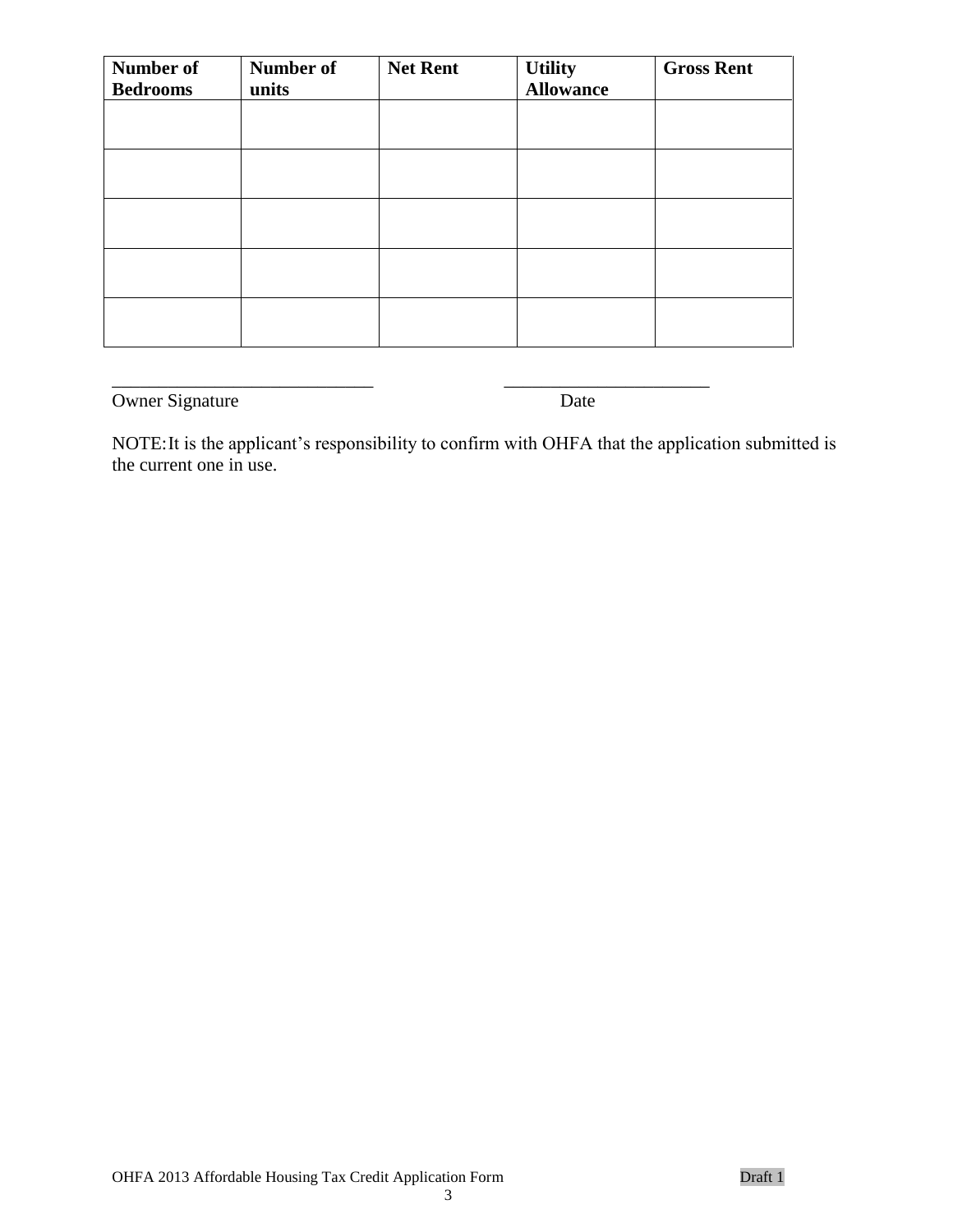| Number of Bedrooms | Number of units | Net Rent | Utility Allowance | Gross Rent |
|---|---|---|---|---|
| | | | | |
| | | | | |
| | | | | |
| | | | | |
| | | | | |

_____________________________ _______________________

Owner Signature Date

NOTE: It is the applicant's responsibility to confirm with OHFA that the application submitted is the current one in use.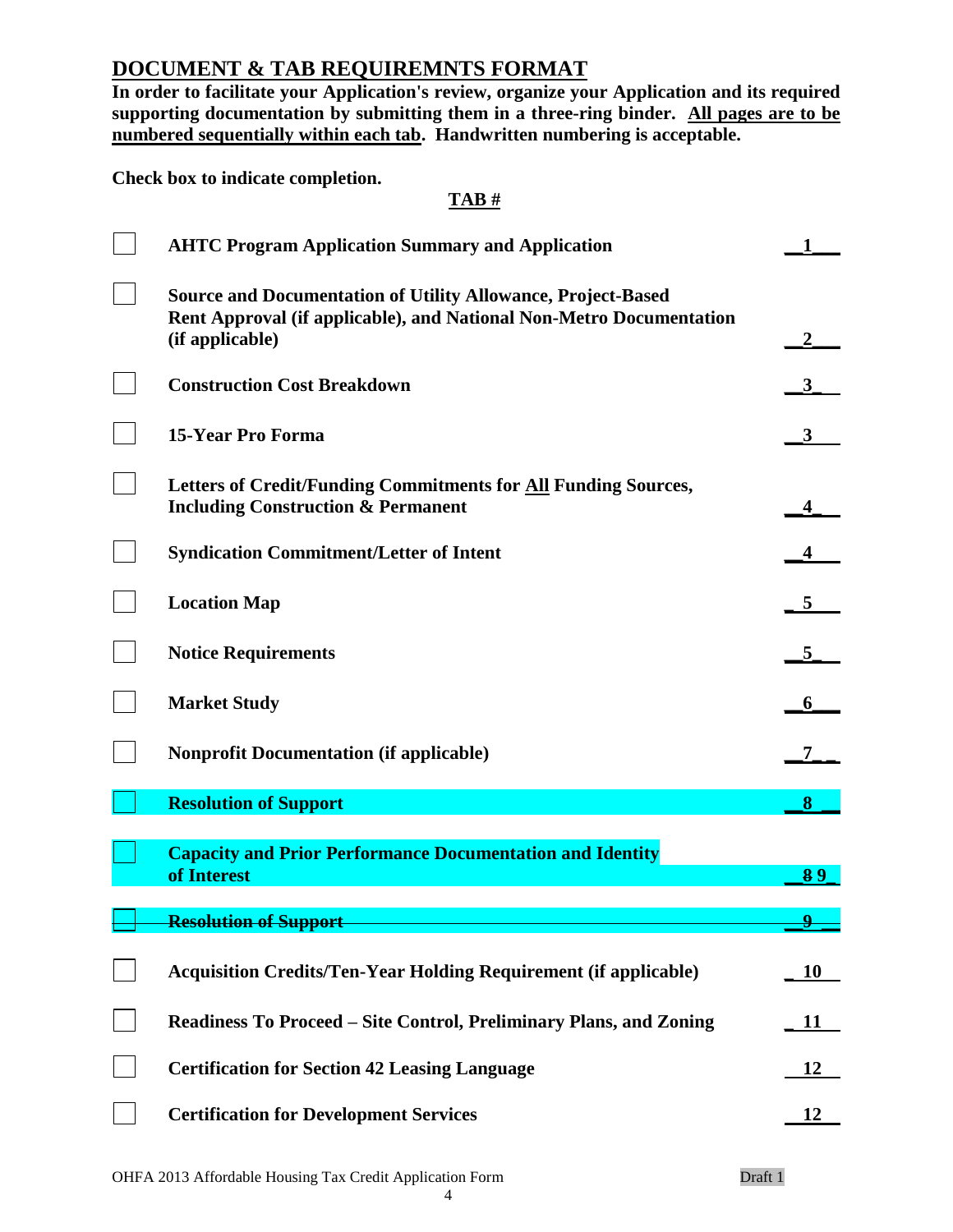## DOCUMENT & TAB REQUIREMNTS FORMAT

**In order to facilitate your Application's review, organize your Application and its required supporting documentation by submitting them in a three-ring binder. <u>All pages are to be numbered sequentially within each tab</u>. Handwritten numbering is acceptable.**

**Check box to indicate completion.**

| | | **TAB #** |
|---|---|---|
| ☐ | **AHTC Program Application Summary and Application** | **1** |
| ☐ | **Source and Documentation of Utility Allowance, Project-Based Rent Approval (if applicable), and National Non-Metro Documentation (if applicable)** | **2** |
| ☐ | **Construction Cost Breakdown** | **3** |
| ☐ | **15-Year Pro Forma** | **3** |
| ☐ | **Letters of Credit/Funding Commitments for <u>All</u> Funding Sources, Including Construction & Permanent** | **4** |
| ☐ | **Syndication Commitment/Letter of Intent** | **4** |
| ☐ | **Location Map** | **5** |
| ☐ | **Notice Requirements** | **5** |
| ☐ | **Market Study** | **6** |
| ☐ | **Nonprofit Documentation (if applicable)** | **7** |
| ☐ | **Resolution of Support** | **8** |
| ☐ | **Capacity and Prior Performance Documentation and Identity of Interest** | **~~8~~ 9** |
| ~~☐~~ | ~~**Resolution of Support**~~ | ~~**9**~~ |
| ☐ | **Acquisition Credits/Ten-Year Holding Requirement (if applicable)** | **10** |
| ☐ | **Readiness To Proceed – Site Control, Preliminary Plans, and Zoning** | **11** |
| ☐ | **Certification for Section 42 Leasing Language** | **12** |
| ☐ | **Certification for Development Services** | **12** |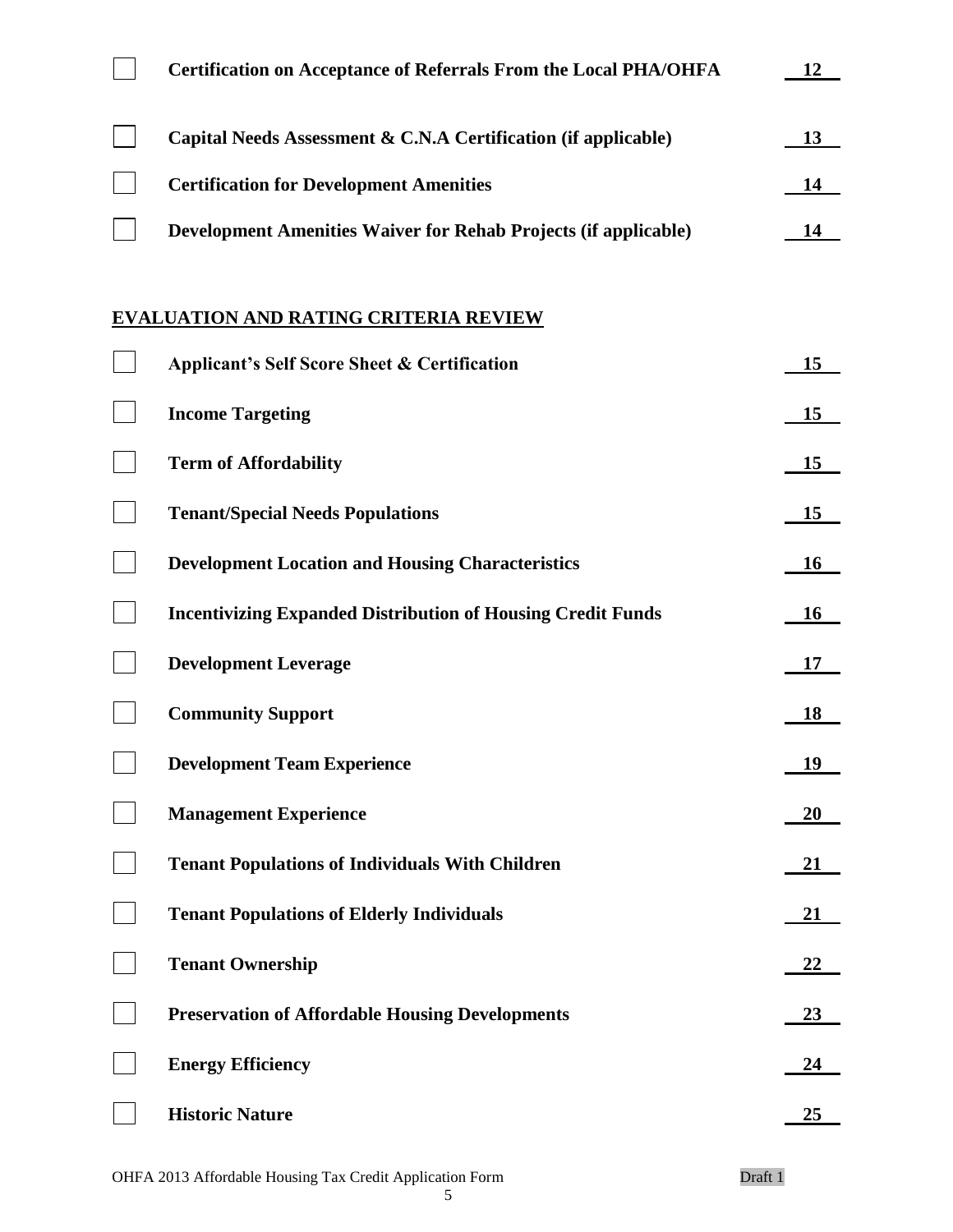| | | |
|---|---|---|
| ☐ | **Certification on Acceptance of Referrals From the Local PHA/OHFA** | **12** |
| ☐ | **Capital Needs Assessment & C.N.A Certification (if applicable)** | **13** |
| ☐ | **Certification for Development Amenities** | **14** |
| ☐ | **Development Amenities Waiver for Rehab Projects (if applicable)** | **14** |

## EVALUATION AND RATING CRITERIA REVIEW

| | | |
|---|---|---|
| ☐ | **Applicant's Self Score Sheet & Certification** | **15** |
| ☐ | **Income Targeting** | **15** |
| ☐ | **Term of Affordability** | **15** |
| ☐ | **Tenant/Special Needs Populations** | **15** |
| ☐ | **Development Location and Housing Characteristics** | **16** |
| ☐ | **Incentivizing Expanded Distribution of Housing Credit Funds** | **16** |
| ☐ | **Development Leverage** | **17** |
| ☐ | **Community Support** | **18** |
| ☐ | **Development Team Experience** | **19** |
| ☐ | **Management Experience** | **20** |
| ☐ | **Tenant Populations of Individuals With Children** | **21** |
| ☐ | **Tenant Populations of Elderly Individuals** | **21** |
| ☐ | **Tenant Ownership** | **22** |
| ☐ | **Preservation of Affordable Housing Developments** | **23** |
| ☐ | **Energy Efficiency** | **24** |
| ☐ | **Historic Nature** | **25** |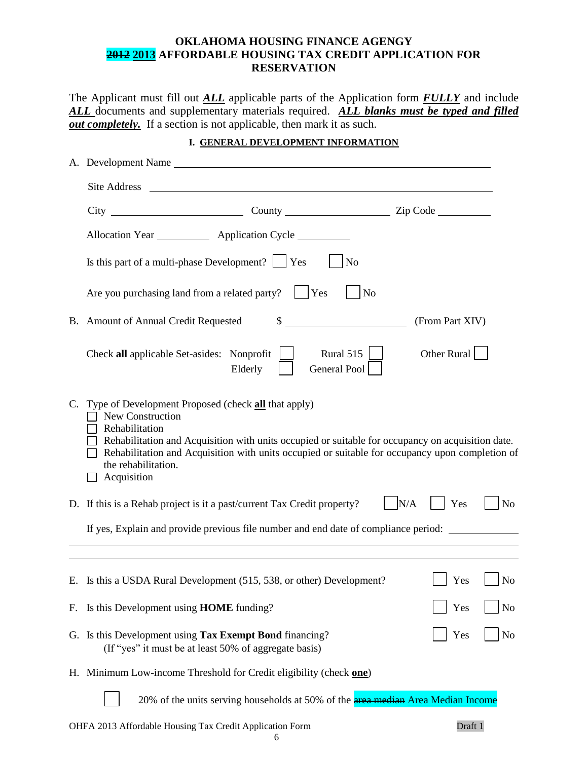# OKLAHOMA HOUSING FINANCE AGENGY
# ~~2012~~ 2013 AFFORDABLE HOUSING TAX CREDIT APPLICATION FOR RESERVATION

The Applicant must fill out ***ALL*** applicable parts of the Application form ***FULLY*** and include ***ALL*** documents and supplementary materials required. ***ALL blanks must be typed and filled out completely.*** If a section is not applicable, then mark it as such.

## I. GENERAL DEVELOPMENT INFORMATION

A. Development Name ______________________________

Site Address ______________________________

City ______________ County ______________ Zip Code __________

Allocation Year __________ Application Cycle __________

Is this part of a multi-phase Development? ☐ Yes ☐ No

Are you purchasing land from a related party? ☐ Yes ☐ No

B. Amount of Annual Credit Requested $ ______________ (From Part XIV)

Check **all** applicable Set-asides: Nonprofit ☐ Rural 515 ☐ Other Rural ☐ Elderly ☐ General Pool ☐

C. Type of Development Proposed (check **all** that apply)

- ☐ New Construction
- ☐ Rehabilitation
- ☐ Rehabilitation and Acquisition with units occupied or suitable for occupancy on acquisition date.
- ☐ Rehabilitation and Acquisition with units occupied or suitable for occupancy upon completion of the rehabilitation.
- ☐ Acquisition

D. If this is a Rehab project is it a past/current Tax Credit property? ☐ N/A ☐ Yes ☐ No

If yes, Explain and provide previous file number and end date of compliance period: ______________

______________________________

______________________________

E. Is this a USDA Rural Development (515, 538, or other) Development? ☐ Yes ☐ No

F. Is this Development using **HOME** funding? ☐ Yes ☐ No

G. Is this Development using **Tax Exempt Bond** financing? ☐ Yes ☐ No
(If "yes" it must be at least 50% of aggregate basis)

H. Minimum Low-income Threshold for Credit eligibility (check **one**)

☐ 20% of the units serving households at 50% of the ~~area median~~ Area Median Income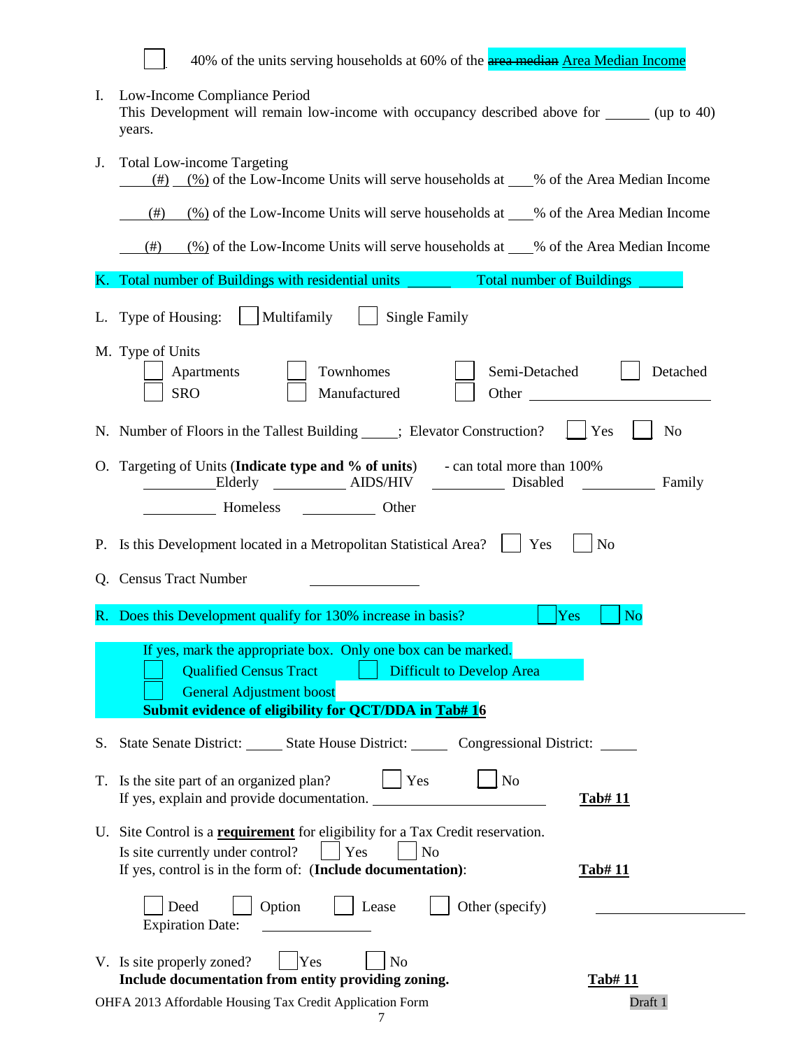☐ 40% of the units serving households at 60% of the ~~area median~~ Area Median Income

I. Low-Income Compliance Period
This Development will remain low-income with occupancy described above for ______ (up to 40) years.

J. Total Low-income Targeting
____(#) ___(%) of the Low-Income Units will serve households at ___% of the Area Median Income

____(#) ___(%) of the Low-Income Units will serve households at ___% of the Area Median Income

____(#) ___(%) of the Low-Income Units will serve households at ___% of the Area Median Income

K. Total number of Buildings with residential units ______ Total number of Buildings ______

L. Type of Housing: ☐ Multifamily ☐ Single Family

M. Type of Units
☐ Apartments ☐ Townhomes ☐ Semi-Detached ☐ Detached
☐ SRO ☐ Manufactured ☐ Other ____________

N. Number of Floors in the Tallest Building _____; Elevator Construction? ☐ Yes ☐ No

O. Targeting of Units (**Indicate type and % of units**) - can total more than 100%
________ Elderly ________ AIDS/HIV ________ Disabled ________ Family

________ Homeless ________ Other

P. Is this Development located in a Metropolitan Statistical Area? ☐ Yes ☐ No

Q. Census Tract Number ____________

R. Does this Development qualify for 130% increase in basis? ☐ Yes ☐ No

If yes, mark the appropriate box. Only one box can be marked.
☐ Qualified Census Tract ☐ Difficult to Develop Area
☐ General Adjustment boost
**Submit evidence of eligibility for QCT/DDA in Tab# 16**

S. State Senate District: _____ State House District: _____ Congressional District: _____

T. Is the site part of an organized plan? ☐ Yes ☐ No
If yes, explain and provide documentation. ____________ **Tab# 11**

U. Site Control is a **requirement** for eligibility for a Tax Credit reservation.
Is site currently under control? ☐ Yes ☐ No
If yes, control is in the form of: (**Include documentation**): **Tab# 11**

☐ Deed ☐ Option ☐ Lease ☐ Other (specify) ____________
Expiration Date: ____________

V. Is site properly zoned? ☐ Yes ☐ No
**Include documentation from entity providing zoning.** **Tab# 11**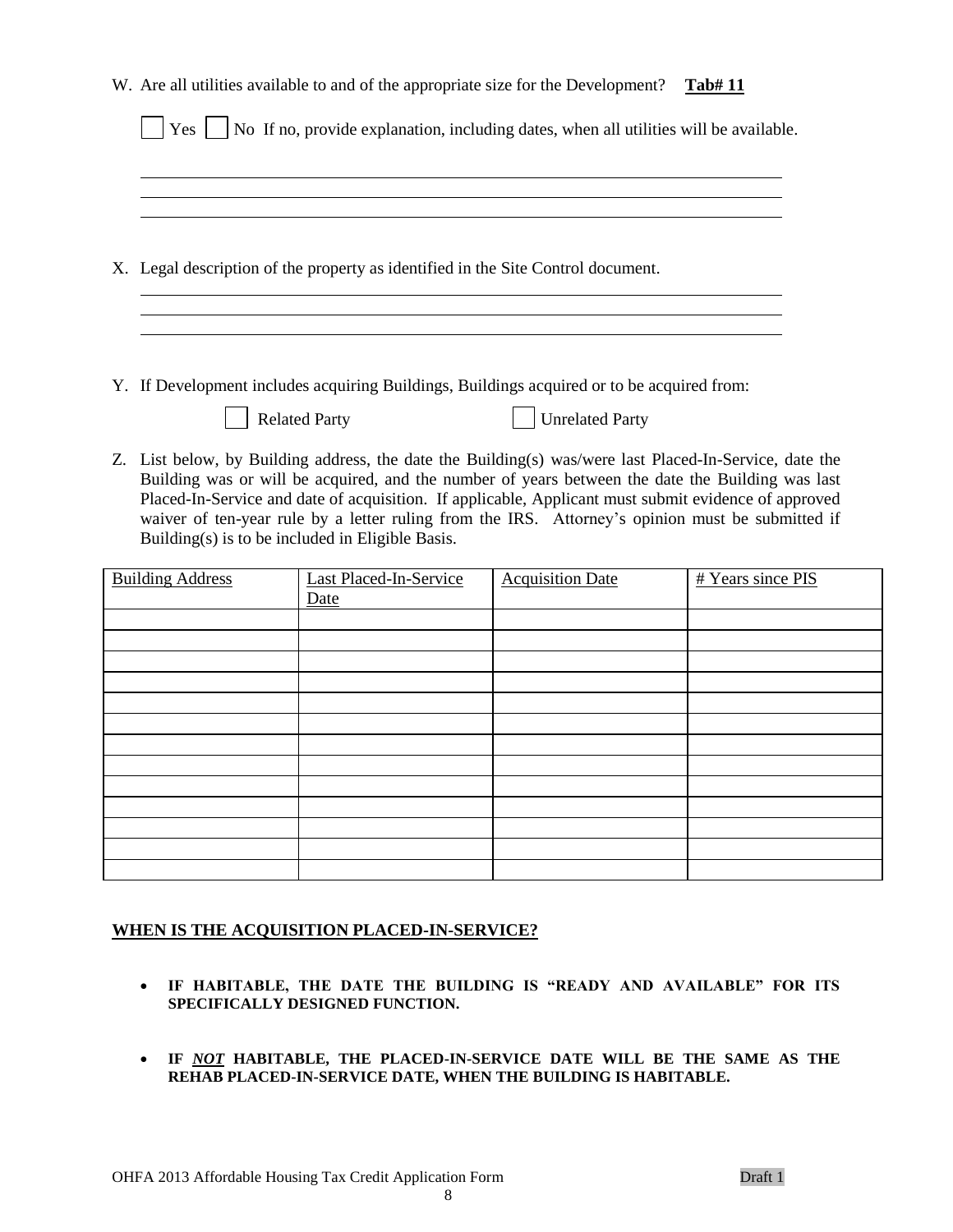W. Are all utilities available to and of the appropriate size for the Development? **Tab# 11**

☐ Yes ☐ No If no, provide explanation, including dates, when all utilities will be available.

\_\_\_\_\_\_\_\_\_\_\_\_\_\_\_\_\_\_\_\_\_\_\_\_\_\_\_\_\_\_\_\_\_\_\_\_\_\_\_\_\_\_\_\_\_\_\_\_\_\_\_\_\_\_\_\_\_\_\_\_\_\_\_\_\_\_\_\_\_\_\_\_\_\_\_\_

\_\_\_\_\_\_\_\_\_\_\_\_\_\_\_\_\_\_\_\_\_\_\_\_\_\_\_\_\_\_\_\_\_\_\_\_\_\_\_\_\_\_\_\_\_\_\_\_\_\_\_\_\_\_\_\_\_\_\_\_\_\_\_\_\_\_\_\_\_\_\_\_\_\_\_\_

\_\_\_\_\_\_\_\_\_\_\_\_\_\_\_\_\_\_\_\_\_\_\_\_\_\_\_\_\_\_\_\_\_\_\_\_\_\_\_\_\_\_\_\_\_\_\_\_\_\_\_\_\_\_\_\_\_\_\_\_\_\_\_\_\_\_\_\_\_\_\_\_\_\_\_\_

X. Legal description of the property as identified in the Site Control document.

\_\_\_\_\_\_\_\_\_\_\_\_\_\_\_\_\_\_\_\_\_\_\_\_\_\_\_\_\_\_\_\_\_\_\_\_\_\_\_\_\_\_\_\_\_\_\_\_\_\_\_\_\_\_\_\_\_\_\_\_\_\_\_\_\_\_\_\_\_\_\_\_\_\_\_\_

\_\_\_\_\_\_\_\_\_\_\_\_\_\_\_\_\_\_\_\_\_\_\_\_\_\_\_\_\_\_\_\_\_\_\_\_\_\_\_\_\_\_\_\_\_\_\_\_\_\_\_\_\_\_\_\_\_\_\_\_\_\_\_\_\_\_\_\_\_\_\_\_\_\_\_\_

\_\_\_\_\_\_\_\_\_\_\_\_\_\_\_\_\_\_\_\_\_\_\_\_\_\_\_\_\_\_\_\_\_\_\_\_\_\_\_\_\_\_\_\_\_\_\_\_\_\_\_\_\_\_\_\_\_\_\_\_\_\_\_\_\_\_\_\_\_\_\_\_\_\_\_\_

Y. If Development includes acquiring Buildings, Buildings acquired or to be acquired from:

☐ Related Party ☐ Unrelated Party

Z. List below, by Building address, the date the Building(s) was/were last Placed-In-Service, date the Building was or will be acquired, and the number of years between the date the Building was last Placed-In-Service and date of acquisition. If applicable, Applicant must submit evidence of approved waiver of ten-year rule by a letter ruling from the IRS. Attorney's opinion must be submitted if Building(s) is to be included in Eligible Basis.

| Building Address | Last Placed-In-Service Date | Acquisition Date | # Years since PIS |
|---|---|---|---|
| | | | |
| | | | |
| | | | |
| | | | |
| | | | |
| | | | |
| | | | |
| | | | |
| | | | |
| | | | |
| | | | |
| | | | |
| | | | |

**WHEN IS THE ACQUISITION PLACED-IN-SERVICE?**

- **IF HABITABLE, THE DATE THE BUILDING IS "READY AND AVAILABLE" FOR ITS SPECIFICALLY DESIGNED FUNCTION.**

- **IF *NOT* HABITABLE, THE PLACED-IN-SERVICE DATE WILL BE THE SAME AS THE REHAB PLACED-IN-SERVICE DATE, WHEN THE BUILDING IS HABITABLE.**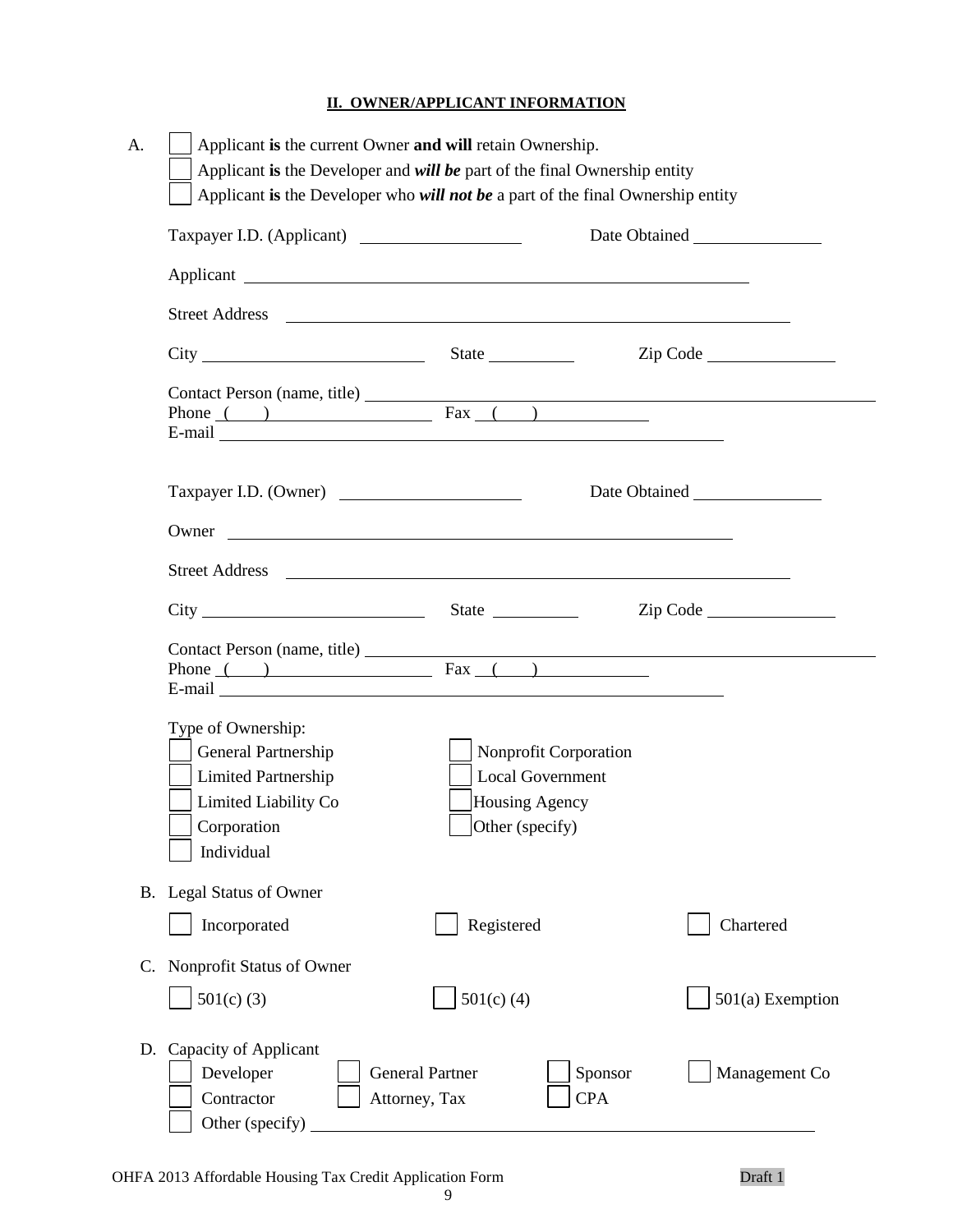## II. OWNER/APPLICANT INFORMATION

A.

- ☐ Applicant **is** the current Owner **and will** retain Ownership.
- ☐ Applicant **is** the Developer and ***will be*** part of the final Ownership entity
- ☐ Applicant **is** the Developer who ***will not be*** a part of the final Ownership entity

Taxpayer I.D. (Applicant) ____________________ Date Obtained ________________

Applicant ______________________________________________________________

Street Address ______________________________________________________________

City ___________________________ State ___________ Zip Code ________________

Contact Person (name, title) ______________________________________________________________

Phone ( ) ____________________ Fax ( ) ______________

E-mail ______________________________________________________________

Taxpayer I.D. (Owner) ____________________ Date Obtained ________________

Owner ______________________________________________________________

Street Address ______________________________________________________________

City ___________________________ State ___________ Zip Code ________________

Contact Person (name, title) ______________________________________________________________

Phone ( ) ____________________ Fax ( ) ______________

E-mail ______________________________________________________________

Type of Ownership:

- ☐ General Partnership
- ☐ Limited Partnership
- ☐ Limited Liability Co
- ☐ Corporation
- ☐ Individual
- ☐ Nonprofit Corporation
- ☐ Local Government
- ☐ Housing Agency
- ☐ Other (specify)

B. Legal Status of Owner

- ☐ Incorporated
- ☐ Registered
- ☐ Chartered

C. Nonprofit Status of Owner

- ☐ 501(c) (3)
- ☐ 501(c) (4)
- ☐ 501(a) Exemption

D. Capacity of Applicant

- ☐ Developer
- ☐ General Partner
- ☐ Sponsor
- ☐ Management Co
- ☐ Contractor
- ☐ Attorney, Tax
- ☐ CPA
- ☐ Other (specify) ______________________________________________________________

OHFA 2013 Affordable Housing Tax Credit Application Form Draft 1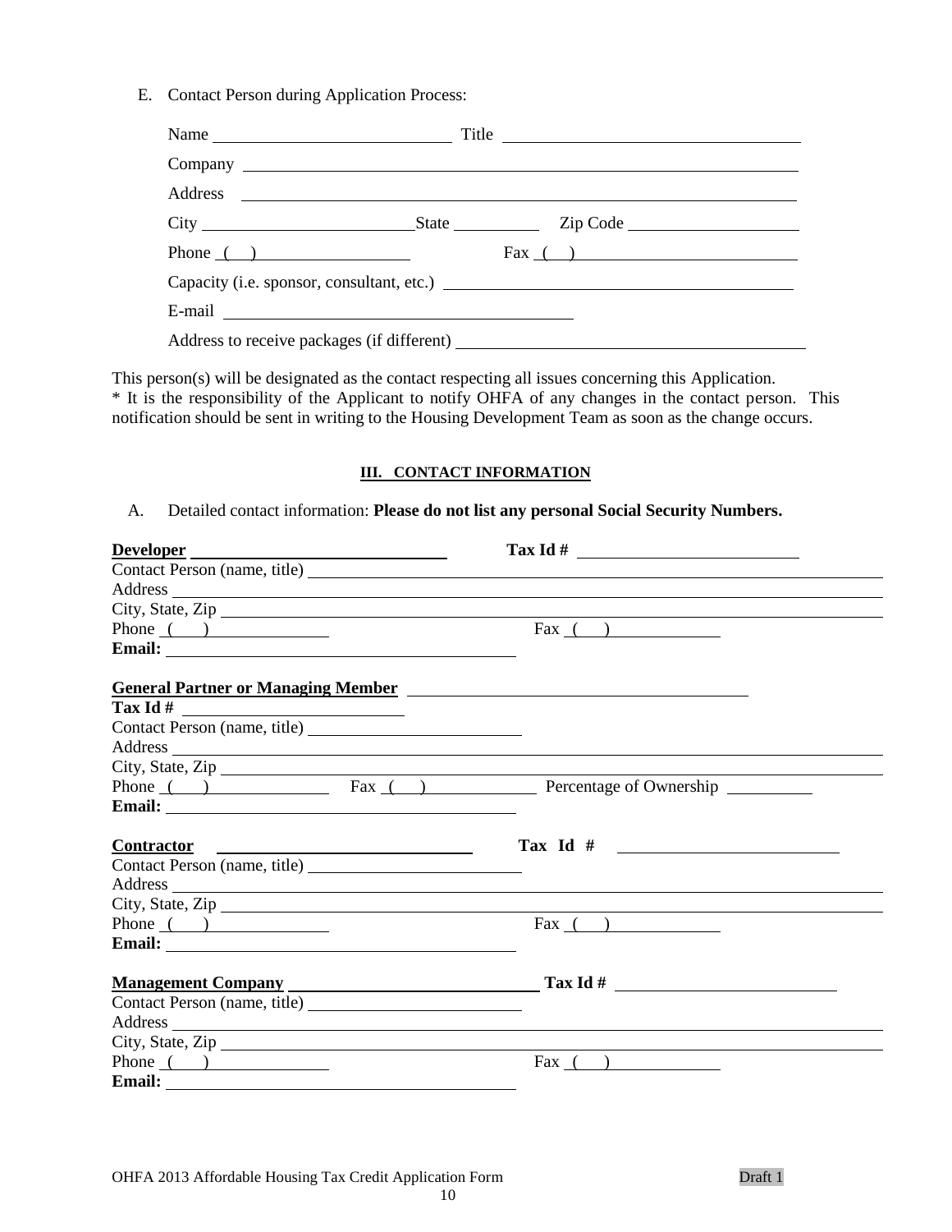E. Contact Person during Application Process:

Name ____________________________ Title ____________________________________

Company ____________________________________________________________________

Address ____________________________________________________________________

City __________________________ State ___________ Zip Code ____________________

Phone ( ) ____________________ Fax ( ) ___________________________

Capacity (i.e. sponsor, consultant, etc.) ____________________________________________

E-mail ____________________________________________

Address to receive packages (if different) ____________________________________________

This person(s) will be designated as the contact respecting all issues concerning this Application.
* It is the responsibility of the Applicant to notify OHFA of any changes in the contact person. This notification should be sent in writing to the Housing Development Team as soon as the change occurs.

## III. CONTACT INFORMATION

A. Detailed contact information: **Please do not list any personal Social Security Numbers.**

**Developer** ______________________________ **Tax Id #** ____________________________
Contact Person (name, title) ____________________________________________________
Address ____________________________________________________________________
City, State, Zip ____________________________________________________________
Phone ( ) ______________ Fax ( ) ______________
**Email:** ________________________________________

**General Partner or Managing Member** ________________________________________
**Tax Id #** __________________________
Contact Person (name, title) __________________________
Address ____________________________________________________________________
City, State, Zip ____________________________________________________________
Phone ( ) ______________ Fax ( ) ______________ Percentage of Ownership __________
**Email:** ________________________________________

**Contractor** ______________________________ **Tax Id #** ____________________________
Contact Person (name, title) __________________________
Address ____________________________________________________________________
City, State, Zip ____________________________________________________________
Phone ( ) ______________ Fax ( ) ______________
**Email:** ________________________________________

**Management Company** ______________________________ **Tax Id #** ____________________________
Contact Person (name, title) __________________________
Address ____________________________________________________________________
City, State, Zip ____________________________________________________________
Phone ( ) ______________ Fax ( ) ______________
**Email:** ________________________________________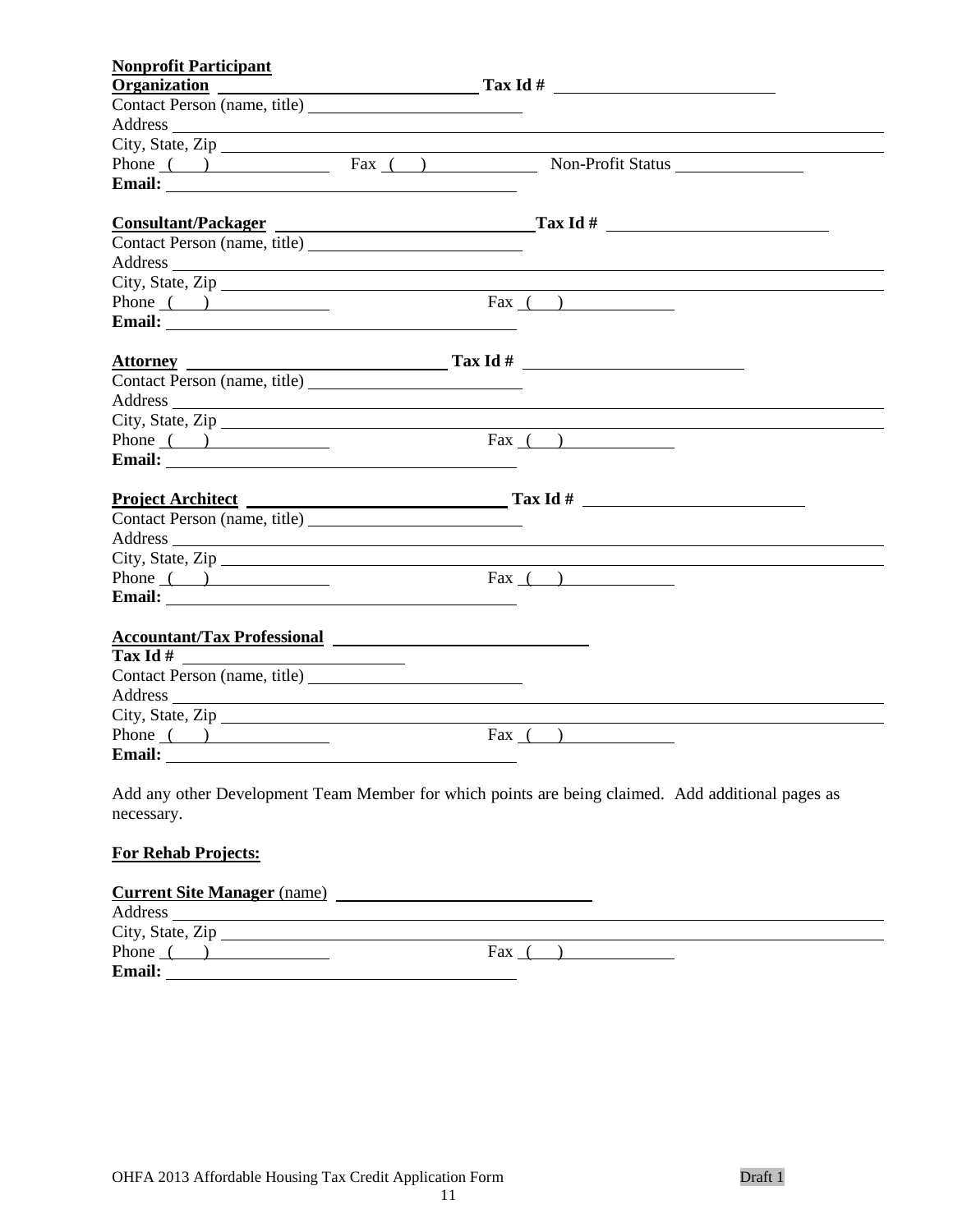**Nonprofit Participant**

**Organization** ______________________________ **Tax Id #** ____________________________

Contact Person (name, title) ____________________________

Address ______________________________________________________________________________

City, State, Zip ______________________________________________________________________

Phone ( ) _______________ Fax ( ) ______________ Non-Profit Status ________________

**Email:** ____________________________________________

**Consultant/Packager** ______________________________ **Tax Id #** ____________________________

Contact Person (name, title) ____________________________

Address ______________________________________________________________________________

City, State, Zip ______________________________________________________________________

Phone ( ) _______________ Fax ( ) ______________

**Email:** ____________________________________________

**Attorney** ______________________________ **Tax Id #** ____________________________

Contact Person (name, title) ____________________________

Address ______________________________________________________________________________

City, State, Zip ______________________________________________________________________

Phone ( ) _______________ Fax ( ) ______________

**Email:** ____________________________________________

**Project Architect** ______________________________ **Tax Id #** ____________________________

Contact Person (name, title) ____________________________

Address ______________________________________________________________________________

City, State, Zip ______________________________________________________________________

Phone ( ) _______________ Fax ( ) ______________

**Email:** ____________________________________________

**Accountant/Tax Professional** ______________________________

**Tax Id #** ____________________________

Contact Person (name, title) ____________________________

Address ______________________________________________________________________________

City, State, Zip ______________________________________________________________________

Phone ( ) _______________ Fax ( ) ______________

**Email:** ____________________________________________

Add any other Development Team Member for which points are being claimed. Add additional pages as necessary.

**For Rehab Projects:**

**Current Site Manager** (name) ______________________________

Address ______________________________________________________________________________

City, State, Zip ______________________________________________________________________

Phone ( ) _______________ Fax ( ) ______________

**Email:** ____________________________________________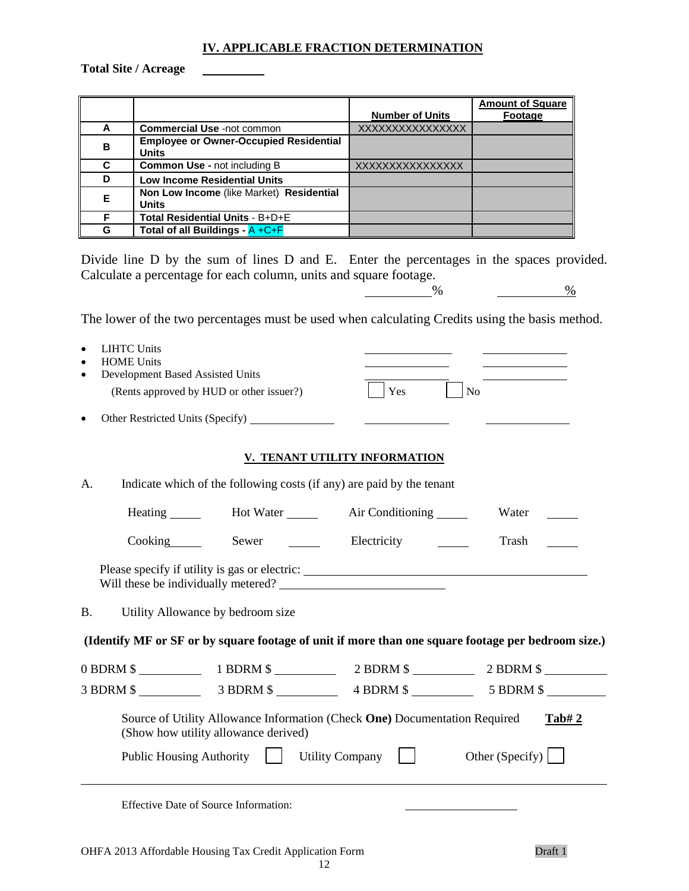## IV. APPLICABLE FRACTION DETERMINATION

**Total Site / Acreage** __________

| | | Number of Units | Amount of Square Footage |
|---|---|---|---|
| **A** | **Commercial Use** -not common | XXXXXXXXXXXXXXX | |
| **B** | **Employee or Owner-Occupied Residential Units** | | |
| **C** | **Common Use -** not including B | XXXXXXXXXXXXXXX | |
| **D** | **Low Income Residential Units** | | |
| **E** | **Non Low Income** (like Market) **Residential Units** | | |
| **F** | **Total Residential Units** - B+D+E | | |
| **G** | **Total of all Buildings -** A +C+F | | |

Divide line D by the sum of lines D and E. Enter the percentages in the spaces provided. Calculate a percentage for each column, units and square footage.

__________% __________%

The lower of the two percentages must be used when calculating Credits using the basis method.

- LIHTC Units __________ __________
- HOME Units __________ __________
- Development Based Assisted Units __________ __________
  (Rents approved by HUD or other issuer?) ☐ Yes ☐ No
- Other Restricted Units (Specify) __________ __________ __________

## V. TENANT UTILITY INFORMATION

A. Indicate which of the following costs (if any) are paid by the tenant

Heating _____ Hot Water _____ Air Conditioning _____ Water _____

Cooking _____ Sewer _____ Electricity _____ Trash _____

Please specify if utility is gas or electric: ______________________________
Will these be individually metered? ____________________

B. Utility Allowance by bedroom size

**(Identify MF or SF or by square footage of unit if more than one square footage per bedroom size.)**

0 BDRM $ ________ 1 BDRM $ ________ 2 BDRM $ ________ 2 BDRM $ ________

3 BDRM $ ________ 3 BDRM $ ________ 4 BDRM $ ________ 5 BDRM $ ________

Source of Utility Allowance Information (Check **One**) Documentation Required **Tab# 2**
(Show how utility allowance derived)

Public Housing Authority ☐ Utility Company ☐ Other (Specify) ☐

Effective Date of Source Information: ______________

OHFA 2013 Affordable Housing Tax Credit Application Form Draft 1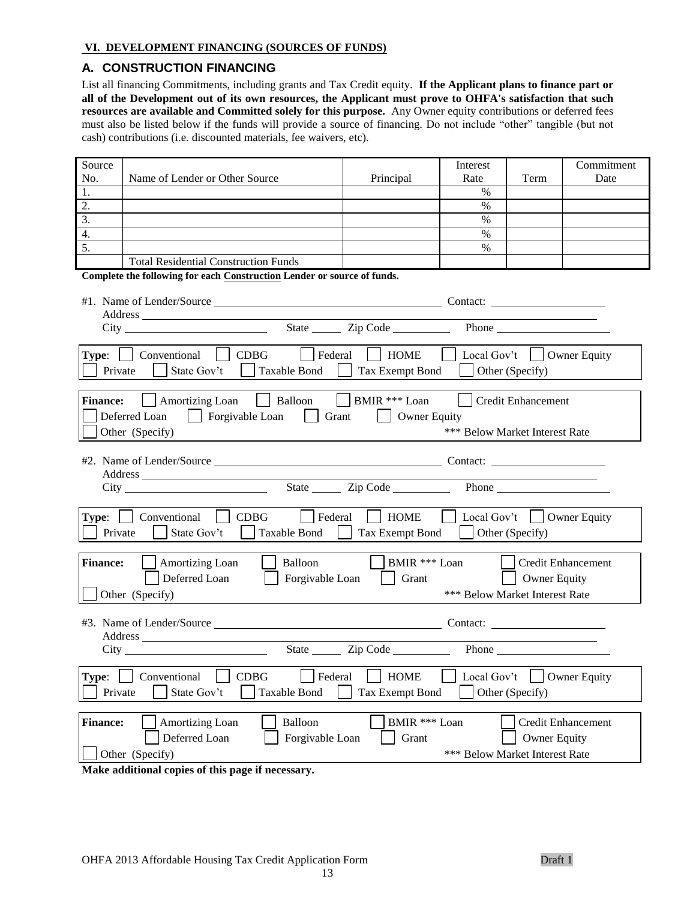**VI. DEVELOPMENT FINANCING (SOURCES OF FUNDS)**

## A. CONSTRUCTION FINANCING

List all financing Commitments, including grants and Tax Credit equity. **If the Applicant plans to finance part or all of the Development out of its own resources, the Applicant must prove to OHFA's satisfaction that such resources are available and Committed solely for this purpose.** Any Owner equity contributions or deferred fees must also be listed below if the funds will provide a source of financing. Do not include "other" tangible (but not cash) contributions (i.e. discounted materials, fee waivers, etc).

| Source No. | Name of Lender or Other Source | Principal | Interest Rate | Term | Commitment Date |
|---|---|---|---|---|---|
| 1. | | | % | | |
| 2. | | | % | | |
| 3. | | | % | | |
| 4. | | | % | | |
| 5. | | | % | | |
| | Total Residential Construction Funds | | | | |

**Complete the following for each Construction Lender or source of funds.**

#1. Name of Lender/Source ______________________ Contact: ______________
Address ______________________
City ______________ State _____ Zip Code _________ Phone ______________

**Type**: ☐ Conventional ☐ CDBG ☐ Federal ☐ HOME ☐ Local Gov't ☐ Owner Equity
☐ Private ☐ State Gov't ☐ Taxable Bond ☐ Tax Exempt Bond ☐ Other (Specify)

**Finance:** ☐ Amortizing Loan ☐ Balloon ☐ BMIR *** Loan ☐ Credit Enhancement
☐ Deferred Loan ☐ Forgivable Loan ☐ Grant ☐ Owner Equity
☐ Other (Specify) *** Below Market Interest Rate

#2. Name of Lender/Source ______________________ Contact: ______________
Address ______________________
City ______________ State _____ Zip Code _________ Phone ______________

**Type**: ☐ Conventional ☐ CDBG ☐ Federal ☐ HOME ☐ Local Gov't ☐ Owner Equity
☐ Private ☐ State Gov't ☐ Taxable Bond ☐ Tax Exempt Bond ☐ Other (Specify)

**Finance:** ☐ Amortizing Loan ☐ Balloon ☐ BMIR *** Loan ☐ Credit Enhancement
☐ Deferred Loan ☐ Forgivable Loan ☐ Grant ☐ Owner Equity
☐ Other (Specify) *** Below Market Interest Rate

#3. Name of Lender/Source ______________________ Contact: ______________
Address ______________________
City ______________ State _____ Zip Code _________ Phone ______________

**Type**: ☐ Conventional ☐ CDBG ☐ Federal ☐ HOME ☐ Local Gov't ☐ Owner Equity
☐ Private ☐ State Gov't ☐ Taxable Bond ☐ Tax Exempt Bond ☐ Other (Specify)

**Finance:** ☐ Amortizing Loan ☐ Balloon ☐ BMIR *** Loan ☐ Credit Enhancement
☐ Deferred Loan ☐ Forgivable Loan ☐ Grant ☐ Owner Equity
☐ Other (Specify) *** Below Market Interest Rate

**Make additional copies of this page if necessary.**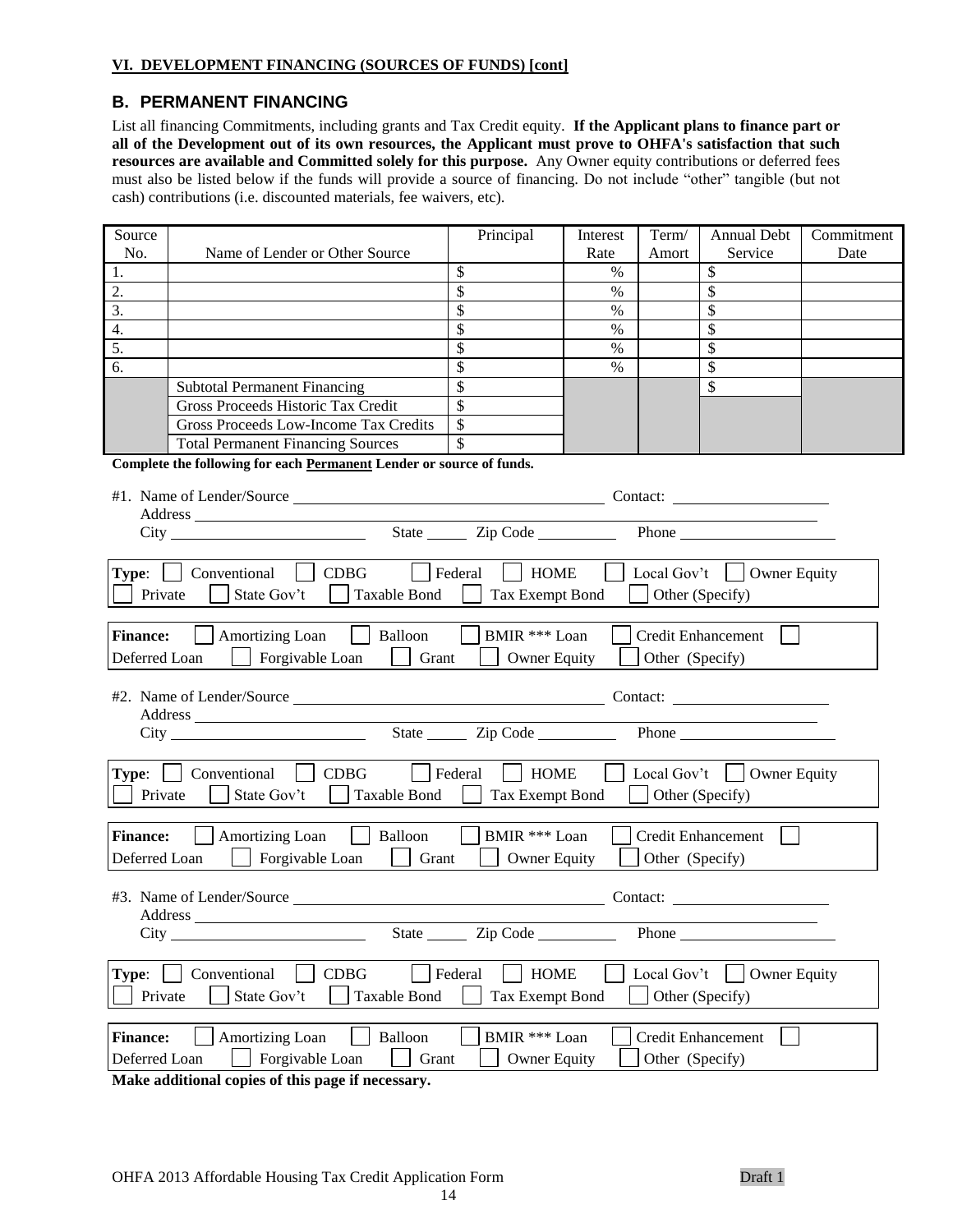**VI. DEVELOPMENT FINANCING (SOURCES OF FUNDS) [cont]**

## B. PERMANENT FINANCING

List all financing Commitments, including grants and Tax Credit equity. **If the Applicant plans to finance part or all of the Development out of its own resources, the Applicant must prove to OHFA's satisfaction that such resources are available and Committed solely for this purpose.** Any Owner equity contributions or deferred fees must also be listed below if the funds will provide a source of financing. Do not include "other" tangible (but not cash) contributions (i.e. discounted materials, fee waivers, etc).

| Source No. | Name of Lender or Other Source | Principal | Interest Rate | Term/ Amort | Annual Debt Service | Commitment Date |
|---|---|---|---|---|---|---|
| 1. | | $ | % | | $ | |
| 2. | | $ | % | | $ | |
| 3. | | $ | % | | $ | |
| 4. | | $ | % | | $ | |
| 5. | | $ | % | | $ | |
| 6. | | $ | % | | $ | |
| | Subtotal Permanent Financing | $ | | | $ | |
| | Gross Proceeds Historic Tax Credit | $ | | | | |
| | Gross Proceeds Low-Income Tax Credits | $ | | | | |
| | Total Permanent Financing Sources | $ | | | | |

**Complete the following for each Permanent Lender or source of funds.**

#1. Name of Lender/Source ______________________ Contact: ______________
Address ______________________
City ______________ State _____ Zip Code _________ Phone ______________

**Type**: ☐ Conventional ☐ CDBG ☐ Federal ☐ HOME ☐ Local Gov't ☐ Owner Equity ☐ Private ☐ State Gov't ☐ Taxable Bond ☐ Tax Exempt Bond ☐ Other (Specify)

**Finance:** ☐ Amortizing Loan ☐ Balloon ☐ BMIR *** Loan ☐ Credit Enhancement ☐ Deferred Loan ☐ Forgivable Loan ☐ Grant ☐ Owner Equity ☐ Other (Specify)

#2. Name of Lender/Source ______________________ Contact: ______________
Address ______________________
City ______________ State _____ Zip Code _________ Phone ______________

**Type**: ☐ Conventional ☐ CDBG ☐ Federal ☐ HOME ☐ Local Gov't ☐ Owner Equity ☐ Private ☐ State Gov't ☐ Taxable Bond ☐ Tax Exempt Bond ☐ Other (Specify)

**Finance:** ☐ Amortizing Loan ☐ Balloon ☐ BMIR *** Loan ☐ Credit Enhancement ☐ Deferred Loan ☐ Forgivable Loan ☐ Grant ☐ Owner Equity ☐ Other (Specify)

#3. Name of Lender/Source ______________________ Contact: ______________
Address ______________________
City ______________ State _____ Zip Code _________ Phone ______________

**Type**: ☐ Conventional ☐ CDBG ☐ Federal ☐ HOME ☐ Local Gov't ☐ Owner Equity ☐ Private ☐ State Gov't ☐ Taxable Bond ☐ Tax Exempt Bond ☐ Other (Specify)

**Finance:** ☐ Amortizing Loan ☐ Balloon ☐ BMIR *** Loan ☐ Credit Enhancement ☐ Deferred Loan ☐ Forgivable Loan ☐ Grant ☐ Owner Equity ☐ Other (Specify)

**Make additional copies of this page if necessary.**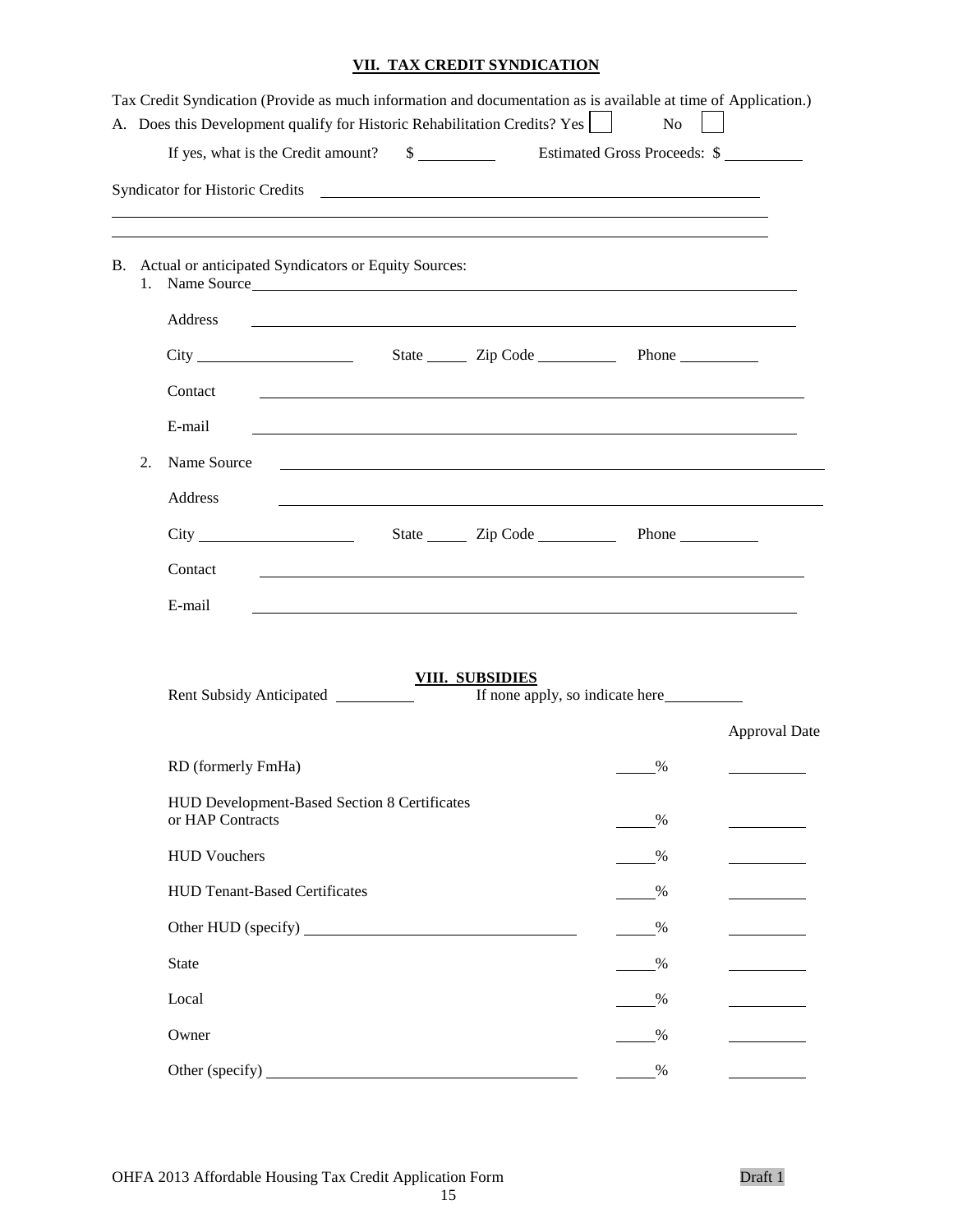## VII. TAX CREDIT SYNDICATION

Tax Credit Syndication (Provide as much information and documentation as is available at time of Application.)

A. Does this Development qualify for Historic Rehabilitation Credits? Yes ☐ No ☐

If yes, what is the Credit amount? $ __________ Estimated Gross Proceeds: $ __________

Syndicator for Historic Credits ____________________________________________

B. Actual or anticipated Syndicators or Equity Sources:

1. Name Source ____________________________________________

   Address ____________________________________________

   City ____________________ State ______ Zip Code __________ Phone __________

   Contact ____________________________________________

   E-mail ____________________________________________

2. Name Source ____________________________________________

   Address ____________________________________________

   City ____________________ State ______ Zip Code __________ Phone __________

   Contact ____________________________________________

   E-mail ____________________________________________

## VIII. SUBSIDIES

Rent Subsidy Anticipated __________ If none apply, so indicate here __________

| | | Approval Date |
|---|---|---|
| RD (formerly FmHa) | _____% | __________ |
| HUD Development-Based Section 8 Certificates or HAP Contracts | _____% | __________ |
| HUD Vouchers | _____% | __________ |
| HUD Tenant-Based Certificates | _____% | __________ |
| Other HUD (specify) ____________________ | _____% | __________ |
| State | _____% | __________ |
| Local | _____% | __________ |
| Owner | _____% | __________ |
| Other (specify) ____________________ | _____% | __________ |

OHFA 2013 Affordable Housing Tax Credit Application Form Draft 1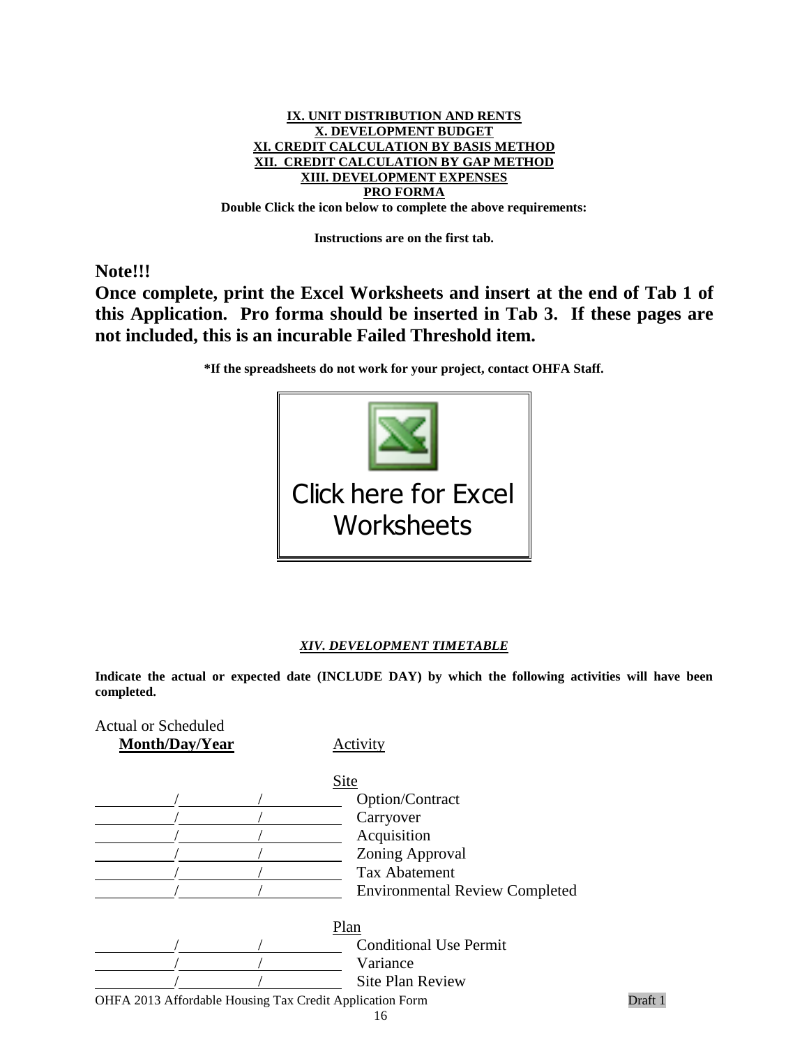**IX. UNIT DISTRIBUTION AND RENTS**
**X. DEVELOPMENT BUDGET**
**XI. CREDIT CALCULATION BY BASIS METHOD**
**XII. CREDIT CALCULATION BY GAP METHOD**
**XIII. DEVELOPMENT EXPENSES**
**PRO FORMA**

**Double Click the icon below to complete the above requirements:**

**Instructions are on the first tab.**

**Note!!!**

**Once complete, print the Excel Worksheets and insert at the end of Tab 1 of this Application. Pro forma should be inserted in Tab 3. If these pages are not included, this is an incurable Failed Threshold item.**

**\*If the spreadsheets do not work for your project, contact OHFA Staff.**

Click here for Excel Worksheets

***XIV. DEVELOPMENT TIMETABLE***

**Indicate the actual or expected date (INCLUDE DAY) by which the following activities will have been completed.**

| Actual or Scheduled **Month/Day/Year** | Activity |
|---|---|
| | Site |
| \_\_\_\_\_/\_\_\_\_\_/\_\_\_\_\_ | Option/Contract |
| \_\_\_\_\_/\_\_\_\_\_/\_\_\_\_\_ | Carryover |
| \_\_\_\_\_/\_\_\_\_\_/\_\_\_\_\_ | Acquisition |
| \_\_\_\_\_/\_\_\_\_\_/\_\_\_\_\_ | Zoning Approval |
| \_\_\_\_\_/\_\_\_\_\_/\_\_\_\_\_ | Tax Abatement |
| \_\_\_\_\_/\_\_\_\_\_/\_\_\_\_\_ | Environmental Review Completed |
| | Plan |
| \_\_\_\_\_/\_\_\_\_\_/\_\_\_\_\_ | Conditional Use Permit |
| \_\_\_\_\_/\_\_\_\_\_/\_\_\_\_\_ | Variance |
| \_\_\_\_\_/\_\_\_\_\_/\_\_\_\_\_ | Site Plan Review |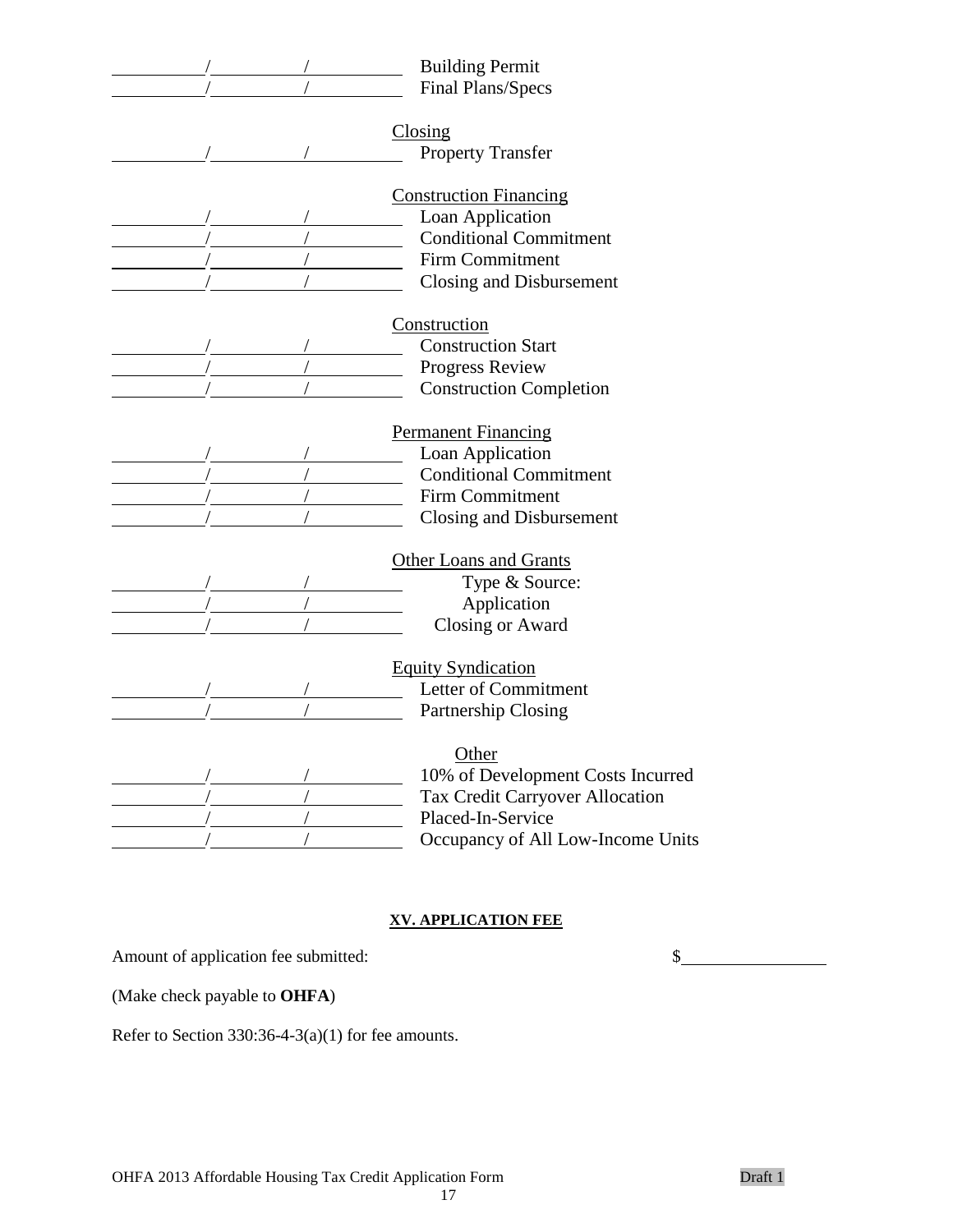\_\_\_\_\_/\_\_\_\_\_/\_\_\_\_\_ Building Permit
\_\_\_\_\_/\_\_\_\_\_/\_\_\_\_\_ Final Plans/Specs

Closing

\_\_\_\_\_/\_\_\_\_\_/\_\_\_\_\_ Property Transfer

Construction Financing

\_\_\_\_\_/\_\_\_\_\_/\_\_\_\_\_ Loan Application
\_\_\_\_\_/\_\_\_\_\_/\_\_\_\_\_ Conditional Commitment
\_\_\_\_\_/\_\_\_\_\_/\_\_\_\_\_ Firm Commitment
\_\_\_\_\_/\_\_\_\_\_/\_\_\_\_\_ Closing and Disbursement

Construction

\_\_\_\_\_/\_\_\_\_\_/\_\_\_\_\_ Construction Start
\_\_\_\_\_/\_\_\_\_\_/\_\_\_\_\_ Progress Review
\_\_\_\_\_/\_\_\_\_\_/\_\_\_\_\_ Construction Completion

Permanent Financing

\_\_\_\_\_/\_\_\_\_\_/\_\_\_\_\_ Loan Application
\_\_\_\_\_/\_\_\_\_\_/\_\_\_\_\_ Conditional Commitment
\_\_\_\_\_/\_\_\_\_\_/\_\_\_\_\_ Firm Commitment
\_\_\_\_\_/\_\_\_\_\_/\_\_\_\_\_ Closing and Disbursement

Other Loans and Grants

\_\_\_\_\_/\_\_\_\_\_/\_\_\_\_\_ Type & Source:
\_\_\_\_\_/\_\_\_\_\_/\_\_\_\_\_ Application
\_\_\_\_\_/\_\_\_\_\_/\_\_\_\_\_ Closing or Award

Equity Syndication

\_\_\_\_\_/\_\_\_\_\_/\_\_\_\_\_ Letter of Commitment
\_\_\_\_\_/\_\_\_\_\_/\_\_\_\_\_ Partnership Closing

Other

\_\_\_\_\_/\_\_\_\_\_/\_\_\_\_\_ 10% of Development Costs Incurred
\_\_\_\_\_/\_\_\_\_\_/\_\_\_\_\_ Tax Credit Carryover Allocation
\_\_\_\_\_/\_\_\_\_\_/\_\_\_\_\_ Placed-In-Service
\_\_\_\_\_/\_\_\_\_\_/\_\_\_\_\_ Occupancy of All Low-Income Units

## XV. APPLICATION FEE

Amount of application fee submitted: $\_\_\_\_\_\_\_\_\_\_

(Make check payable to **OHFA**)

Refer to Section 330:36-4-3(a)(1) for fee amounts.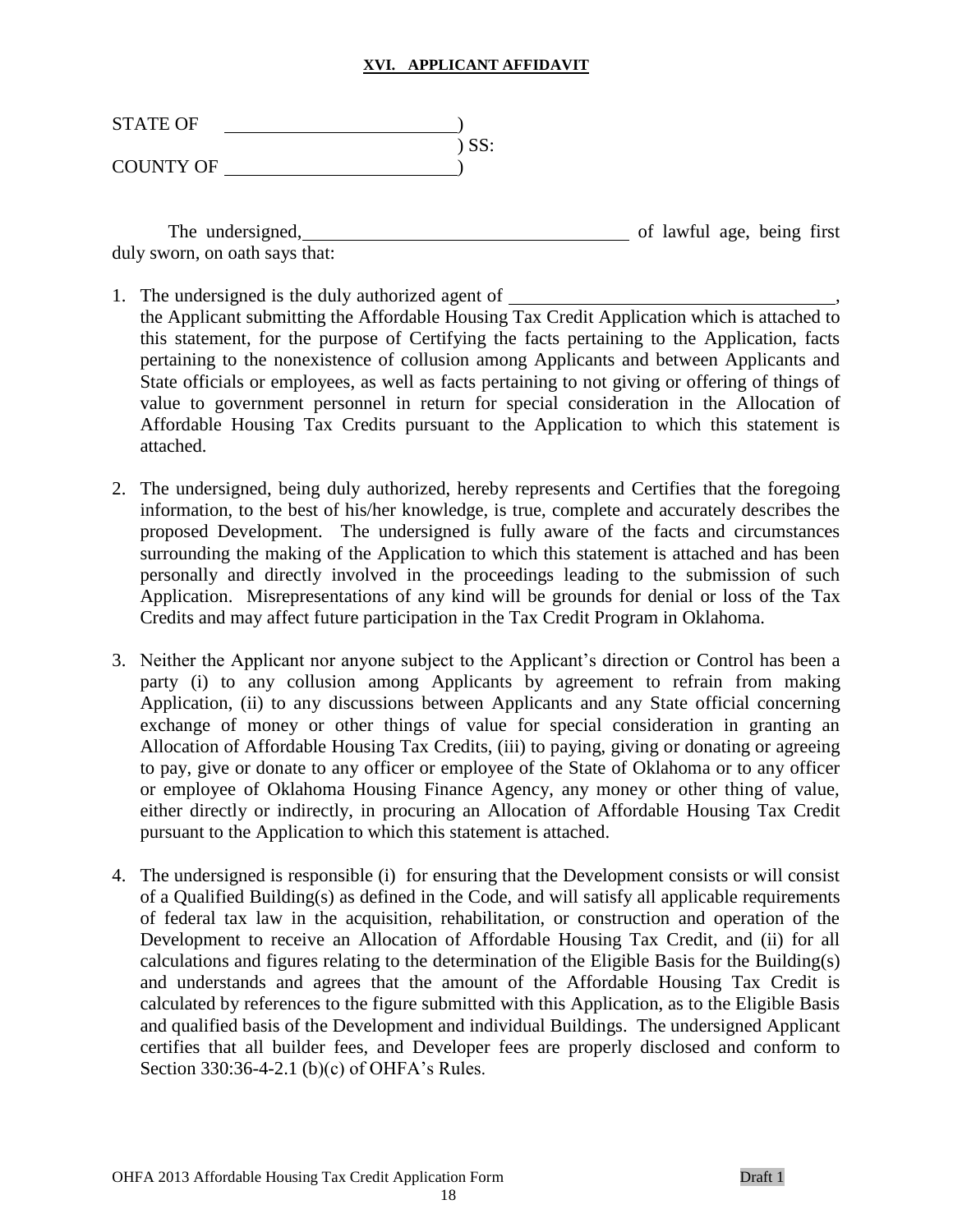## XVI. APPLICANT AFFIDAVIT

STATE OF \_\_\_\_\_\_\_\_\_\_\_\_\_\_\_\_\_\_\_\_\_\_\_\_)
) SS:
COUNTY OF \_\_\_\_\_\_\_\_\_\_\_\_\_\_\_\_\_\_\_\_\_\_\_\_)

The undersigned, \_\_\_\_\_\_\_\_\_\_\_\_\_\_\_\_\_\_\_\_\_\_\_\_\_\_\_\_\_\_\_\_\_\_ of lawful age, being first duly sworn, on oath says that:

1. The undersigned is the duly authorized agent of \_\_\_\_\_\_\_\_\_\_\_\_\_\_\_\_\_\_\_\_\_\_\_\_\_\_\_\_\_\_\_\_\_\_, the Applicant submitting the Affordable Housing Tax Credit Application which is attached to this statement, for the purpose of Certifying the facts pertaining to the Application, facts pertaining to the nonexistence of collusion among Applicants and between Applicants and State officials or employees, as well as facts pertaining to not giving or offering of things of value to government personnel in return for special consideration in the Allocation of Affordable Housing Tax Credits pursuant to the Application to which this statement is attached.

2. The undersigned, being duly authorized, hereby represents and Certifies that the foregoing information, to the best of his/her knowledge, is true, complete and accurately describes the proposed Development. The undersigned is fully aware of the facts and circumstances surrounding the making of the Application to which this statement is attached and has been personally and directly involved in the proceedings leading to the submission of such Application. Misrepresentations of any kind will be grounds for denial or loss of the Tax Credits and may affect future participation in the Tax Credit Program in Oklahoma.

3. Neither the Applicant nor anyone subject to the Applicant's direction or Control has been a party (i) to any collusion among Applicants by agreement to refrain from making Application, (ii) to any discussions between Applicants and any State official concerning exchange of money or other things of value for special consideration in granting an Allocation of Affordable Housing Tax Credits, (iii) to paying, giving or donating or agreeing to pay, give or donate to any officer or employee of the State of Oklahoma or to any officer or employee of Oklahoma Housing Finance Agency, any money or other thing of value, either directly or indirectly, in procuring an Allocation of Affordable Housing Tax Credit pursuant to the Application to which this statement is attached.

4. The undersigned is responsible (i) for ensuring that the Development consists or will consist of a Qualified Building(s) as defined in the Code, and will satisfy all applicable requirements of federal tax law in the acquisition, rehabilitation, or construction and operation of the Development to receive an Allocation of Affordable Housing Tax Credit, and (ii) for all calculations and figures relating to the determination of the Eligible Basis for the Building(s) and understands and agrees that the amount of the Affordable Housing Tax Credit is calculated by references to the figure submitted with this Application, as to the Eligible Basis and qualified basis of the Development and individual Buildings. The undersigned Applicant certifies that all builder fees, and Developer fees are properly disclosed and conform to Section 330:36-4-2.1 (b)(c) of OHFA's Rules.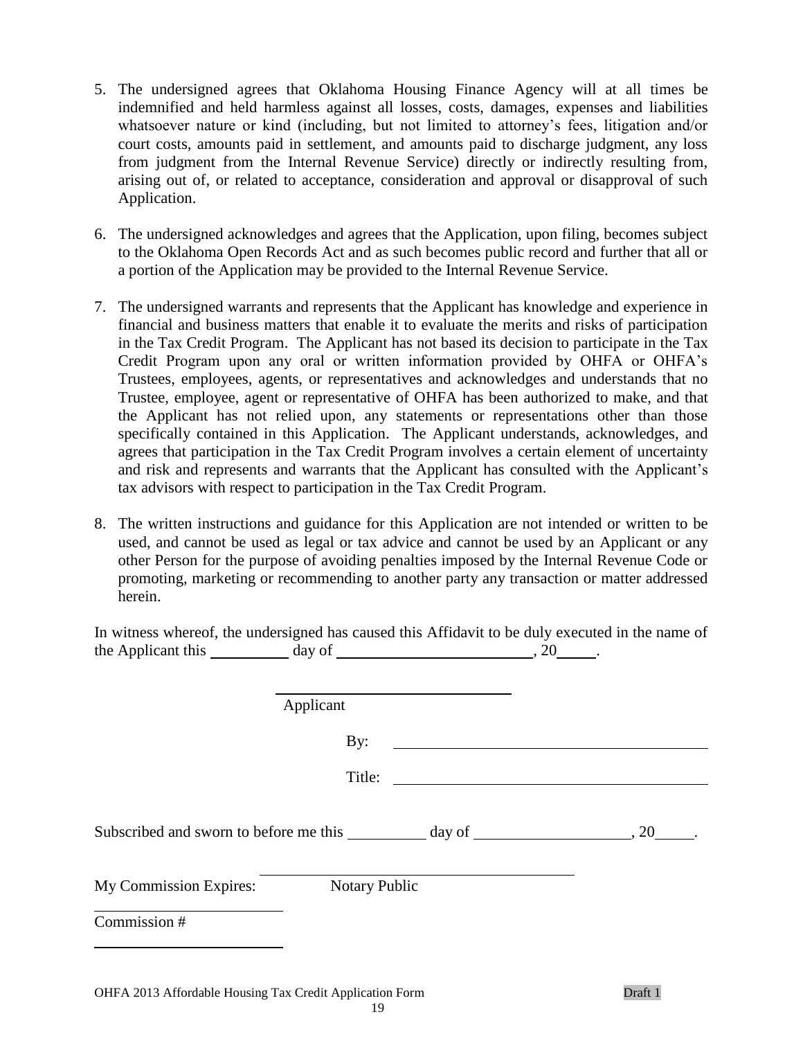5. The undersigned agrees that Oklahoma Housing Finance Agency will at all times be indemnified and held harmless against all losses, costs, damages, expenses and liabilities whatsoever nature or kind (including, but not limited to attorney's fees, litigation and/or court costs, amounts paid in settlement, and amounts paid to discharge judgment, any loss from judgment from the Internal Revenue Service) directly or indirectly resulting from, arising out of, or related to acceptance, consideration and approval or disapproval of such Application.

6. The undersigned acknowledges and agrees that the Application, upon filing, becomes subject to the Oklahoma Open Records Act and as such becomes public record and further that all or a portion of the Application may be provided to the Internal Revenue Service.

7. The undersigned warrants and represents that the Applicant has knowledge and experience in financial and business matters that enable it to evaluate the merits and risks of participation in the Tax Credit Program. The Applicant has not based its decision to participate in the Tax Credit Program upon any oral or written information provided by OHFA or OHFA's Trustees, employees, agents, or representatives and acknowledges and understands that no Trustee, employee, agent or representative of OHFA has been authorized to make, and that the Applicant has not relied upon, any statements or representations other than those specifically contained in this Application. The Applicant understands, acknowledges, and agrees that participation in the Tax Credit Program involves a certain element of uncertainty and risk and represents and warrants that the Applicant has consulted with the Applicant's tax advisors with respect to participation in the Tax Credit Program.

8. The written instructions and guidance for this Application are not intended or written to be used, and cannot be used as legal or tax advice and cannot be used by an Applicant or any other Person for the purpose of avoiding penalties imposed by the Internal Revenue Code or promoting, marketing or recommending to another party any transaction or matter addressed herein.

In witness whereof, the undersigned has caused this Affidavit to be duly executed in the name of the Applicant this \_\_\_\_\_\_\_\_\_\_ day of \_\_\_\_\_\_\_\_\_\_\_\_\_\_\_\_\_\_\_\_\_\_\_\_\_, 20\_\_\_\_\_.

\_\_\_\_\_\_\_\_\_\_\_\_\_\_\_\_\_\_\_\_\_\_\_\_\_\_\_\_\_\_

Applicant

By: \_\_\_\_\_\_\_\_\_\_\_\_\_\_\_\_\_\_\_\_\_\_\_\_\_\_\_\_\_\_\_\_\_\_\_\_\_\_\_\_

Title: \_\_\_\_\_\_\_\_\_\_\_\_\_\_\_\_\_\_\_\_\_\_\_\_\_\_\_\_\_\_\_\_\_\_\_\_\_\_\_\_

Subscribed and sworn to before me this \_\_\_\_\_\_\_\_\_\_ day of \_\_\_\_\_\_\_\_\_\_\_\_\_\_\_\_\_\_\_\_, 20\_\_\_\_\_.

My Commission Expires: \_\_\_\_\_\_\_\_\_\_\_\_\_\_\_\_\_\_\_\_\_\_\_\_\_\_\_\_\_\_\_\_\_\_\_\_\_\_\_\_
Notary Public

\_\_\_\_\_\_\_\_\_\_\_\_\_\_\_\_\_\_\_\_\_\_\_\_\_

Commission #

\_\_\_\_\_\_\_\_\_\_\_\_\_\_\_\_\_\_\_\_\_\_\_\_\_